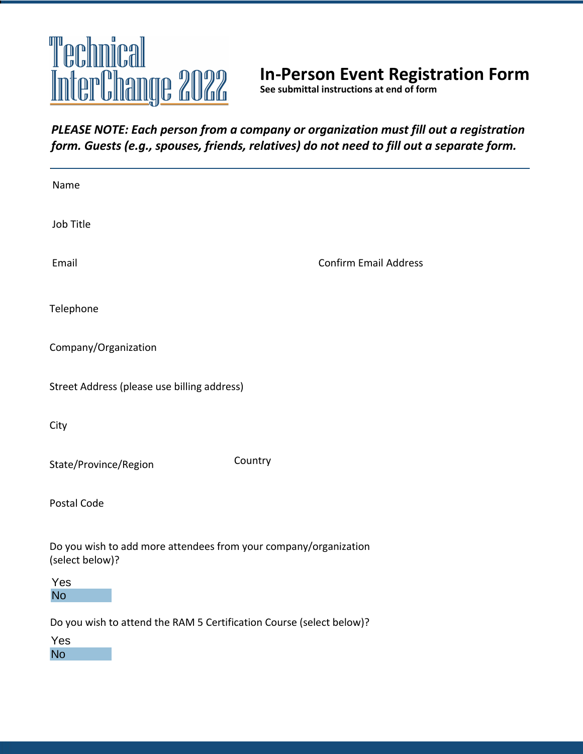Technical InterChange 2022

# In-Person Event Registration Form

**See submittal instructions at end of form**

***PLEASE NOTE: Each person from a company or organization must fill out a registration form. Guests (e.g., spouses, friends, relatives) do not need to fill out a separate form.***

---

Name

Job Title

Email

Confirm Email Address

Telephone

Company/Organization

Street Address (please use billing address)

City

State/Province/Region

Country

Postal Code

Do you wish to add more attendees from your company/organization (select below)?

Yes
No

Do you wish to attend the RAM 5 Certification Course (select below)?

Yes
No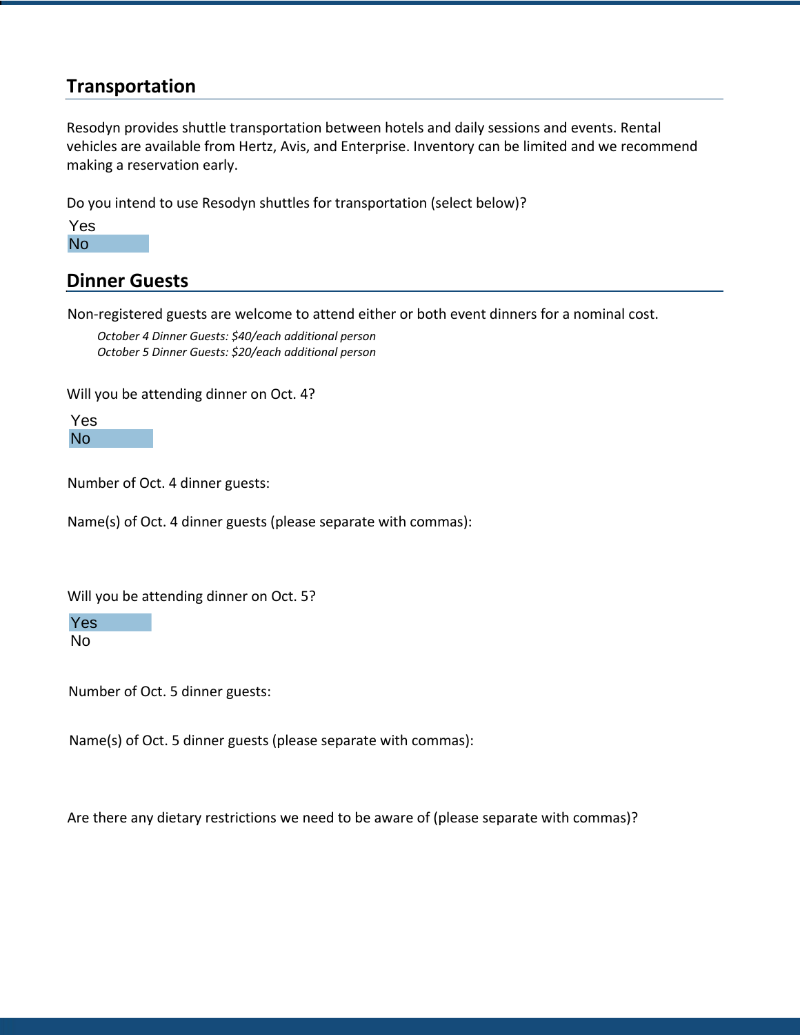## Transportation

Resodyn provides shuttle transportation between hotels and daily sessions and events. Rental vehicles are available from Hertz, Avis, and Enterprise. Inventory can be limited and we recommend making a reservation early.

Do you intend to use Resodyn shuttles for transportation (select below)?

Yes
No

## Dinner Guests

Non-registered guests are welcome to attend either or both event dinners for a nominal cost.

*October 4 Dinner Guests: $40/each additional person*
*October 5 Dinner Guests: $20/each additional person*

Will you be attending dinner on Oct. 4?

Yes
No

Number of Oct. 4 dinner guests:

Name(s) of Oct. 4 dinner guests (please separate with commas):

Will you be attending dinner on Oct. 5?

Yes
No

Number of Oct. 5 dinner guests:

Name(s) of Oct. 5 dinner guests (please separate with commas):

Are there any dietary restrictions we need to be aware of (please separate with commas)?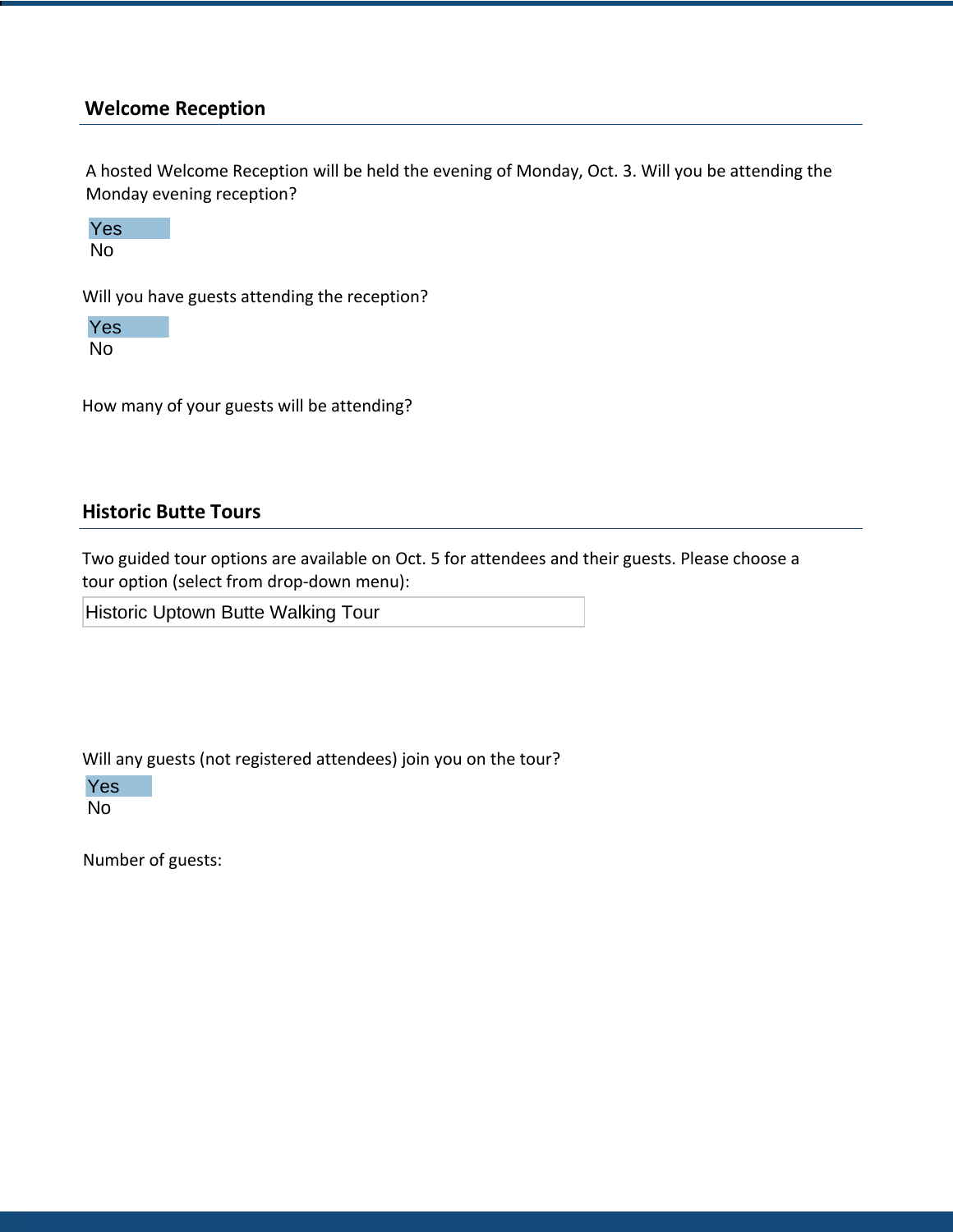## Welcome Reception

A hosted Welcome Reception will be held the evening of Monday, Oct. 3. Will you be attending the Monday evening reception?

Yes
No

Will you have guests attending the reception?

Yes
No

How many of your guests will be attending?

## Historic Butte Tours

Two guided tour options are available on Oct. 5 for attendees and their guests. Please choose a tour option (select from drop-down menu):

Historic Uptown Butte Walking Tour

Will any guests (not registered attendees) join you on the tour?

Yes
No

Number of guests: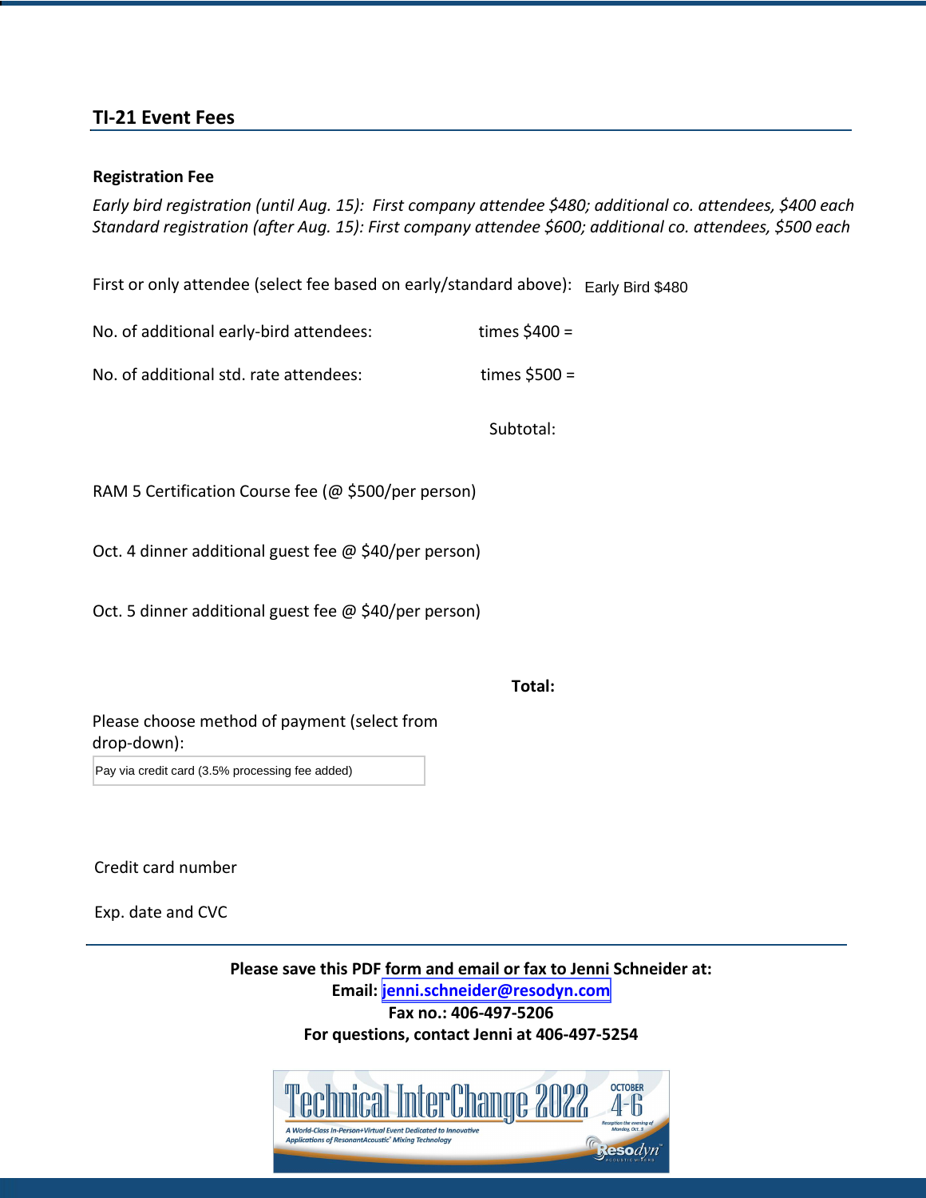## TI-21 Event Fees

### Registration Fee

*Early bird registration (until Aug. 15): First company attendee $480; additional co. attendees, $400 each*
*Standard registration (after Aug. 15): First company attendee $600; additional co. attendees, $500 each*

First or only attendee (select fee based on early/standard above): Early Bird $480

No. of additional early-bird attendees: times $400 =

No. of additional std. rate attendees: times $500 =

Subtotal:

RAM 5 Certification Course fee (@ $500/per person)

Oct. 4 dinner additional guest fee @ $40/per person)

Oct. 5 dinner additional guest fee @ $40/per person)

**Total:**

Please choose method of payment (select from drop-down):

Pay via credit card (3.5% processing fee added)

Credit card number

Exp. date and CVC

**Please save this PDF form and email or fax to Jenni Schneider at:**
**Email: jenni.schneider@resodyn.com**
**Fax no.: 406-497-5206**
**For questions, contact Jenni at 406-497-5254**

Technical InterChange 2022
OCTOBER 4-6
Reception the evening of Monday, Oct. 3
A World-Class In-Person+Virtual Event Dedicated to Innovative Applications of ResonantAcoustic® Mixing Technology
Resodyn™ Acoustic Mixers